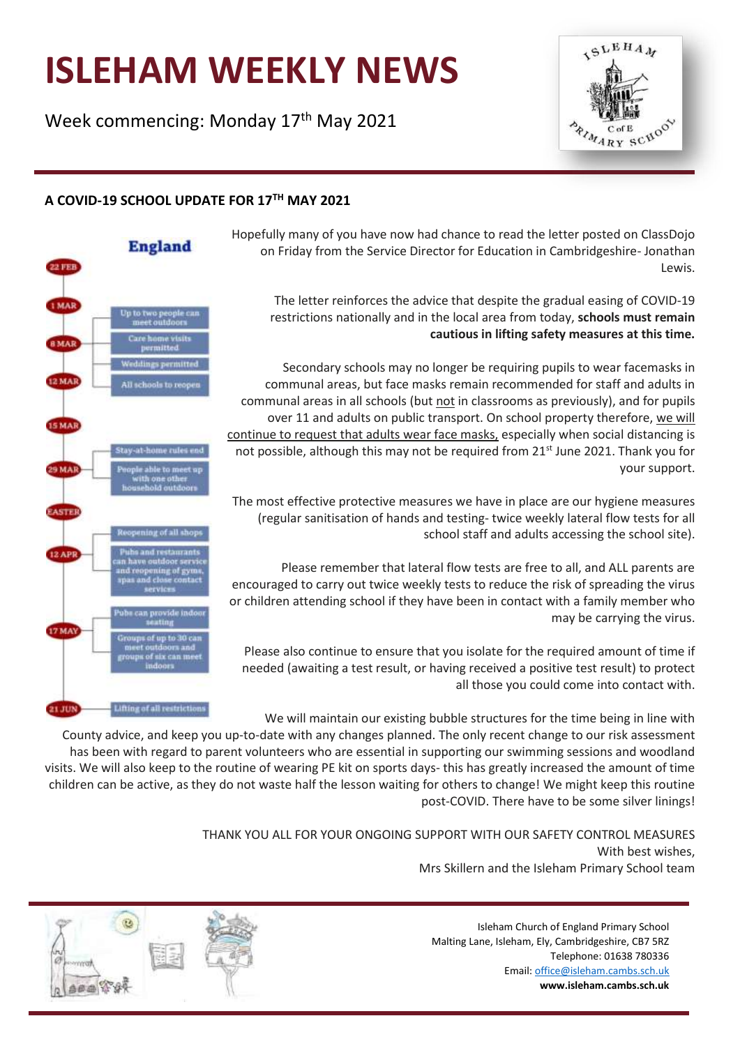# ISLEHAM WEEKLY NEWS

Week commencing: Monday 17th May 2021

### A COVID-19 SCHOOL UPDATE FOR 17TH MAY 2021

**England**

- 22 FEB
- 1 MAR
  - Up to two people can meet outdoors
  - Care home visits permitted
- 8 MAR
  - Weddings permitted
- 12 MAR
  - All schools to reopen
- 15 MAR
- 29 MAR
  - Stay-at-home rules end
  - People able to meet up with one other household outdoors
- EASTER
- 12 APR
  - Reopening of all shops
  - Pubs and restaurants can have outdoor service and reopening of gyms, spas and close contact services
- 17 MAY
  - Pubs can provide indoor seating
  - Groups of up to 30 can meet outdoors and groups of six can meet indoors
- 21 JUN
  - Lifting of all restrictions

Hopefully many of you have now had chance to read the letter posted on ClassDojo on Friday from the Service Director for Education in Cambridgeshire- Jonathan Lewis.

The letter reinforces the advice that despite the gradual easing of COVID-19 restrictions nationally and in the local area from today, **schools must remain cautious in lifting safety measures at this time.**

Secondary schools may no longer be requiring pupils to wear facemasks in communal areas, but face masks remain recommended for staff and adults in communal areas in all schools (but not in classrooms as previously), and for pupils over 11 and adults on public transport. On school property therefore, we will continue to request that adults wear face masks, especially when social distancing is not possible, although this may not be required from 21st June 2021. Thank you for your support.

The most effective protective measures we have in place are our hygiene measures (regular sanitisation of hands and testing- twice weekly lateral flow tests for all school staff and adults accessing the school site).

Please remember that lateral flow tests are free to all, and ALL parents are encouraged to carry out twice weekly tests to reduce the risk of spreading the virus or children attending school if they have been in contact with a family member who may be carrying the virus.

Please also continue to ensure that you isolate for the required amount of time if needed (awaiting a test result, or having received a positive test result) to protect all those you could come into contact with.

We will maintain our existing bubble structures for the time being in line with County advice, and keep you up-to-date with any changes planned. The only recent change to our risk assessment has been with regard to parent volunteers who are essential in supporting our swimming sessions and woodland visits. We will also keep to the routine of wearing PE kit on sports days- this has greatly increased the amount of time children can be active, as they do not waste half the lesson waiting for others to change! We might keep this routine post-COVID. There have to be some silver linings!

THANK YOU ALL FOR YOUR ONGOING SUPPORT WITH OUR SAFETY CONTROL MEASURES
With best wishes,
Mrs Skillern and the Isleham Primary School team

Isleham Church of England Primary School
Malting Lane, Isleham, Ely, Cambridgeshire, CB7 5RZ
Telephone: 01638 780336
Email: office@isleham.cambs.sch.uk
**www.isleham.cambs.sch.uk**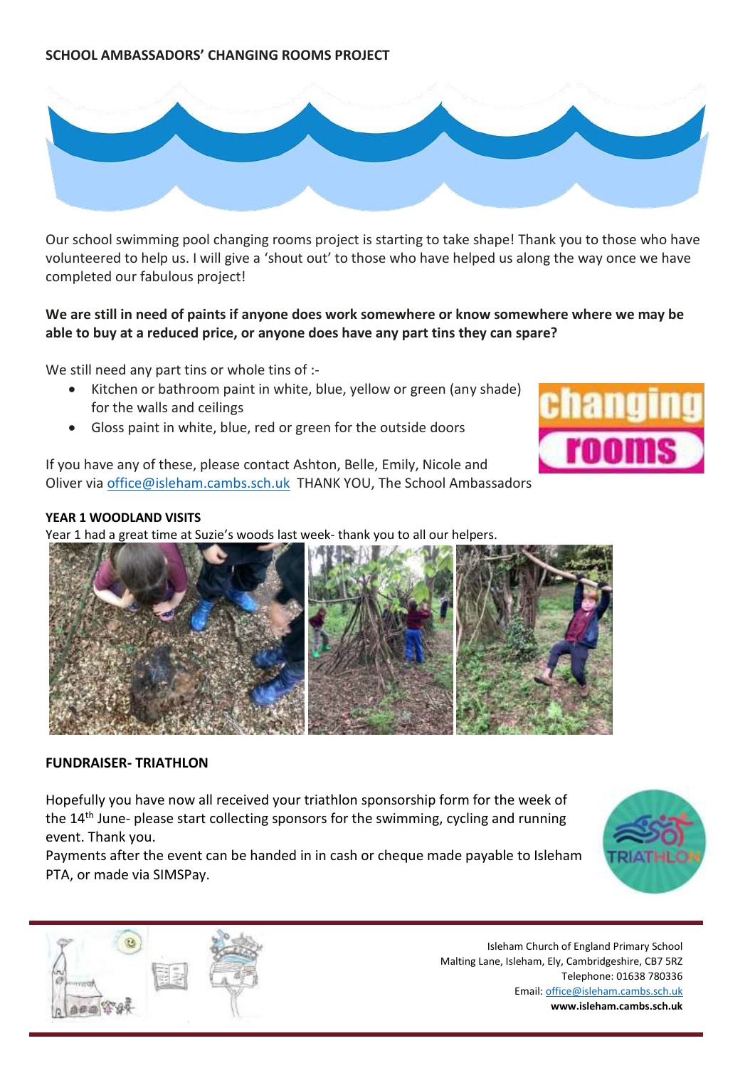## SCHOOL AMBASSADORS' CHANGING ROOMS PROJECT

Our school swimming pool changing rooms project is starting to take shape! Thank you to those who have volunteered to help us. I will give a 'shout out' to those who have helped us along the way once we have completed our fabulous project!

**We are still in need of paints if anyone does work somewhere or know somewhere where we may be able to buy at a reduced price, or anyone does have any part tins they can spare?**

We still need any part tins or whole tins of :-

- Kitchen or bathroom paint in white, blue, yellow or green (any shade) for the walls and ceilings
- Gloss paint in white, blue, red or green for the outside doors

If you have any of these, please contact Ashton, Belle, Emily, Nicole and Oliver via office@isleham.cambs.sch.uk THANK YOU, The School Ambassadors

## YEAR 1 WOODLAND VISITS

Year 1 had a great time at Suzie's woods last week- thank you to all our helpers.

## FUNDRAISER- TRIATHLON

Hopefully you have now all received your triathlon sponsorship form for the week of the 14th June- please start collecting sponsors for the swimming, cycling and running event. Thank you.

Payments after the event can be handed in in cash or cheque made payable to Isleham PTA, or made via SIMSPay.

Isleham Church of England Primary School
Malting Lane, Isleham, Ely, Cambridgeshire, CB7 5RZ
Telephone: 01638 780336
Email: office@isleham.cambs.sch.uk
**www.isleham.cambs.sch.uk**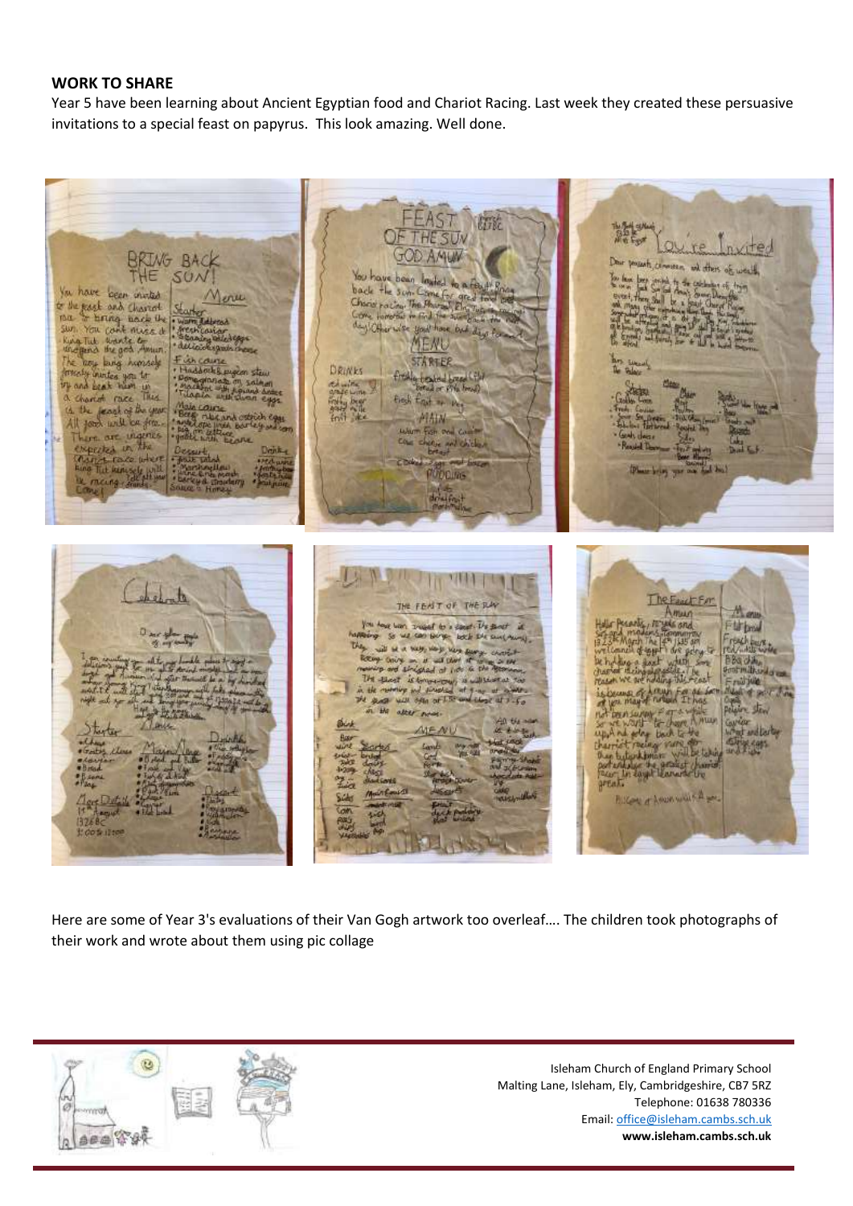## WORK TO SHARE

Year 5 have been learning about Ancient Egyptian food and Chariot Racing. Last week they created these persuasive invitations to a special feast on papyrus. This look amazing. Well done.

Here are some of Year 3's evaluations of their Van Gogh artwork too overleaf…. The children took photographs of their work and wrote about them using pic collage

Isleham Church of England Primary School
Malting Lane, Isleham, Ely, Cambridgeshire, CB7 5RZ
Telephone: 01638 780336
Email: office@isleham.cambs.sch.uk
**www.isleham.cambs.sch.uk**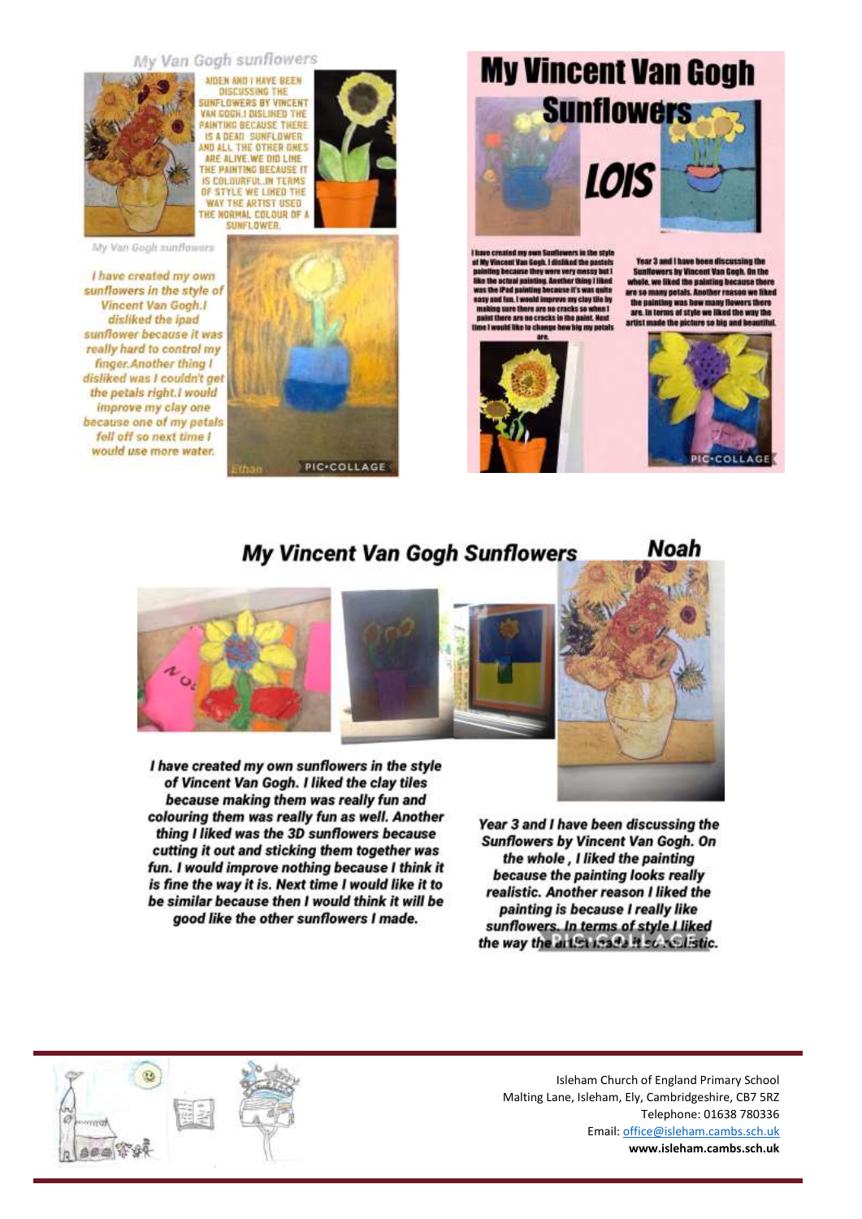## My Van Gogh sunflowers

AIDEN AND I HAVE BEEN DISCUSSING THE SUNFLOWERS BY VINCENT VAN GOGH.I DISLIKED THE PAINTING BECAUSE THERE IS A DEAD SUNFLOWER AND ALL THE OTHER ONES ARE ALIVE.WE DID LIKE THE PAINTING BECAUSE IT IS COLOURFUL.IN TERMS OF STYLE WE LIKED THE WAY THE ARTIST USED THE NORMAL COLOUR OF A SUNFLOWER.

My Van Gogh sunflowers

*I have created my own sunflowers in the style of Vincent Van Gogh.I disliked the ipad sunflower because it was really hard to control my finger.Another thing I disliked was I couldn't get the petals right.I would improve my clay one because one of my petals fell off so next time I would use more water.*

Ethan

PIC•COLLAGE

# My Vincent Van Gogh Sunflowers

**LOIS**

**I have created my own Sunflowers in the style of My Vincent Van Gogh. I disliked the pastels painting because they were very messy but I like the actual painting. Another thing I liked was the iPad painting because it's was quite easy and fun. I would improve my clay tile by making sure there are no cracks so when I paint there are no cracks in the paint. Next time I would like to change how big my petals are.**

**Year 3 and I have been discussing the Sunflowers by Vincent Van Gogh. On the whole, we liked the painting because there are so many petals. Another reason we liked the painting was how many flowers there are. In terms of style we liked the way the artist made the picture so big and beautiful.**

PIC•COLLAGE

## My Vincent Van Gogh Sunflowers

**Noah**

***I have created my own sunflowers in the style of Vincent Van Gogh. I liked the clay tiles because making them was really fun and colouring them was really fun as well. Another thing I liked was the 3D sunflowers because cutting it out and sticking them together was fun. I would improve nothing because I think it is fine the way it is. Next time I would like it to be similar because then I would think it will be good like the other sunflowers I made.***

***Year 3 and I have been discussing the Sunflowers by Vincent Van Gogh. On the whole, I liked the painting because the painting looks really realistic. Another reason I liked the painting is because I really like sunflowers. In terms of style I liked the way the artist made it realistic.***

Isleham Church of England Primary School
Malting Lane, Isleham, Ely, Cambridgeshire, CB7 5RZ
Telephone: 01638 780336
Email: office@isleham.cambs.sch.uk
**www.isleham.cambs.sch.uk**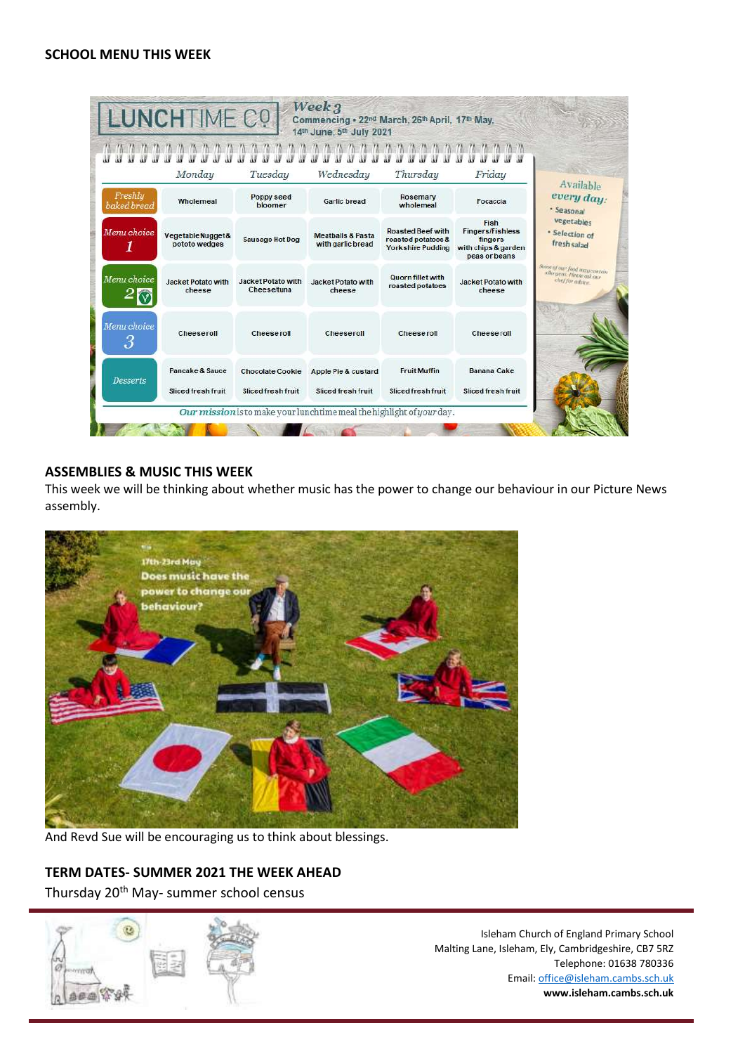## SCHOOL MENU THIS WEEK

**LUNCHTIME CO**

*Week 3*
Commencing • 22nd March, 26th April, 17th May, 14th June, 5th July 2021

| | Monday | Tuesday | Wednesday | Thursday | Friday |
|---|---|---|---|---|---|
| Freshly baked bread | Wholemeal | Poppy seed bloomer | Garlic bread | Rosemary wholemeal | Focaccia |
| Menu choice 1 | Vegetable Nugget & pototo wedges | Sausage Hot Dog | Meatballs & Pasta with garlic bread | Roasted Beef with roasted potatoes & Yorkshire Pudding | Fish Fingers/Fishless fingers with chips & garden peas or beans |
| Menu choice 2 | Jacket Potato with cheese | Jacket Potato with Cheese/tuna | Jacket Potato with cheese | Quorn fillet with roasted potatoes | Jacket Potato with cheese |
| Menu choice 3 | Cheese roll | Cheese roll | Cheese roll | Cheese roll | Cheese roll |
| Desserts | Pancake & Sauce<br>Sliced fresh fruit | Chocolate Cookie<br>Sliced fresh fruit | Apple Pie & custard<br>Sliced fresh fruit | Fruit Muffin<br>Sliced fresh fruit | Banana Cake<br>Sliced fresh fruit |

Available every day:
- Seasonal vegetables
- Selection of fresh salad

Some of our food may contain allergens. Please ask our chef for advice.

***Our mission*** is to make your lunchtime meal the highlight of *your* day.

## ASSEMBLIES & MUSIC THIS WEEK

This week we will be thinking about whether music has the power to change our behaviour in our Picture News assembly.

17th-23rd May
Does music have the power to change our behaviour?

And Revd Sue will be encouraging us to think about blessings.

## TERM DATES- SUMMER 2021 THE WEEK AHEAD

Thursday 20th May- summer school census

Isleham Church of England Primary School
Malting Lane, Isleham, Ely, Cambridgeshire, CB7 5RZ
Telephone: 01638 780336
Email: office@isleham.cambs.sch.uk
**www.isleham.cambs.sch.uk**